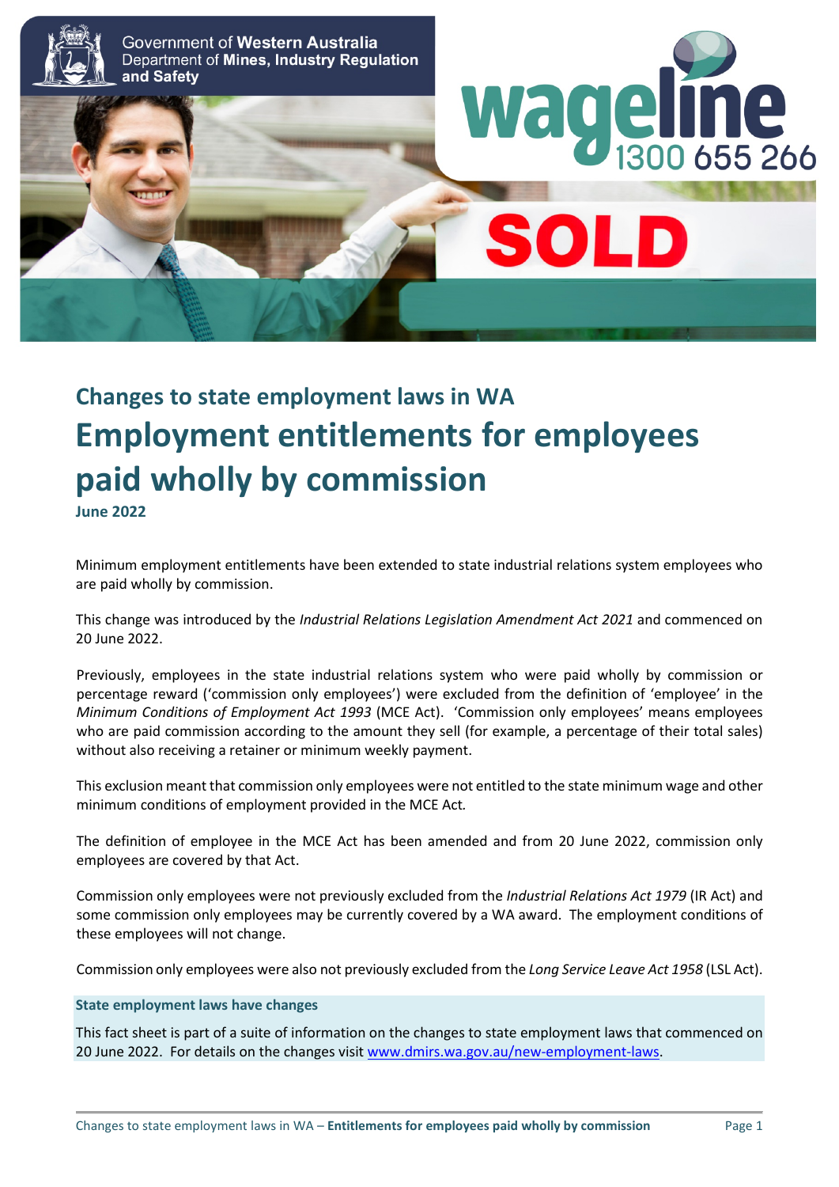Government of **Western Australia**
Department of **Mines, Industry Regulation and Safety**

**wageline** 1300 655 266

## Changes to state employment laws in WA

# Employment entitlements for employees paid wholly by commission

**June 2022**

Minimum employment entitlements have been extended to state industrial relations system employees who are paid wholly by commission.

This change was introduced by the *Industrial Relations Legislation Amendment Act 2021* and commenced on 20 June 2022.

Previously, employees in the state industrial relations system who were paid wholly by commission or percentage reward ('commission only employees') were excluded from the definition of 'employee' in the *Minimum Conditions of Employment Act 1993* (MCE Act). 'Commission only employees' means employees who are paid commission according to the amount they sell (for example, a percentage of their total sales) without also receiving a retainer or minimum weekly payment.

This exclusion meant that commission only employees were not entitled to the state minimum wage and other minimum conditions of employment provided in the MCE Act.

The definition of employee in the MCE Act has been amended and from 20 June 2022, commission only employees are covered by that Act.

Commission only employees were not previously excluded from the *Industrial Relations Act 1979* (IR Act) and some commission only employees may be currently covered by a WA award. The employment conditions of these employees will not change.

Commission only employees were also not previously excluded from the *Long Service Leave Act 1958* (LSL Act).

**State employment laws have changes**

This fact sheet is part of a suite of information on the changes to state employment laws that commenced on 20 June 2022. For details on the changes visit www.dmirs.wa.gov.au/new-employment-laws.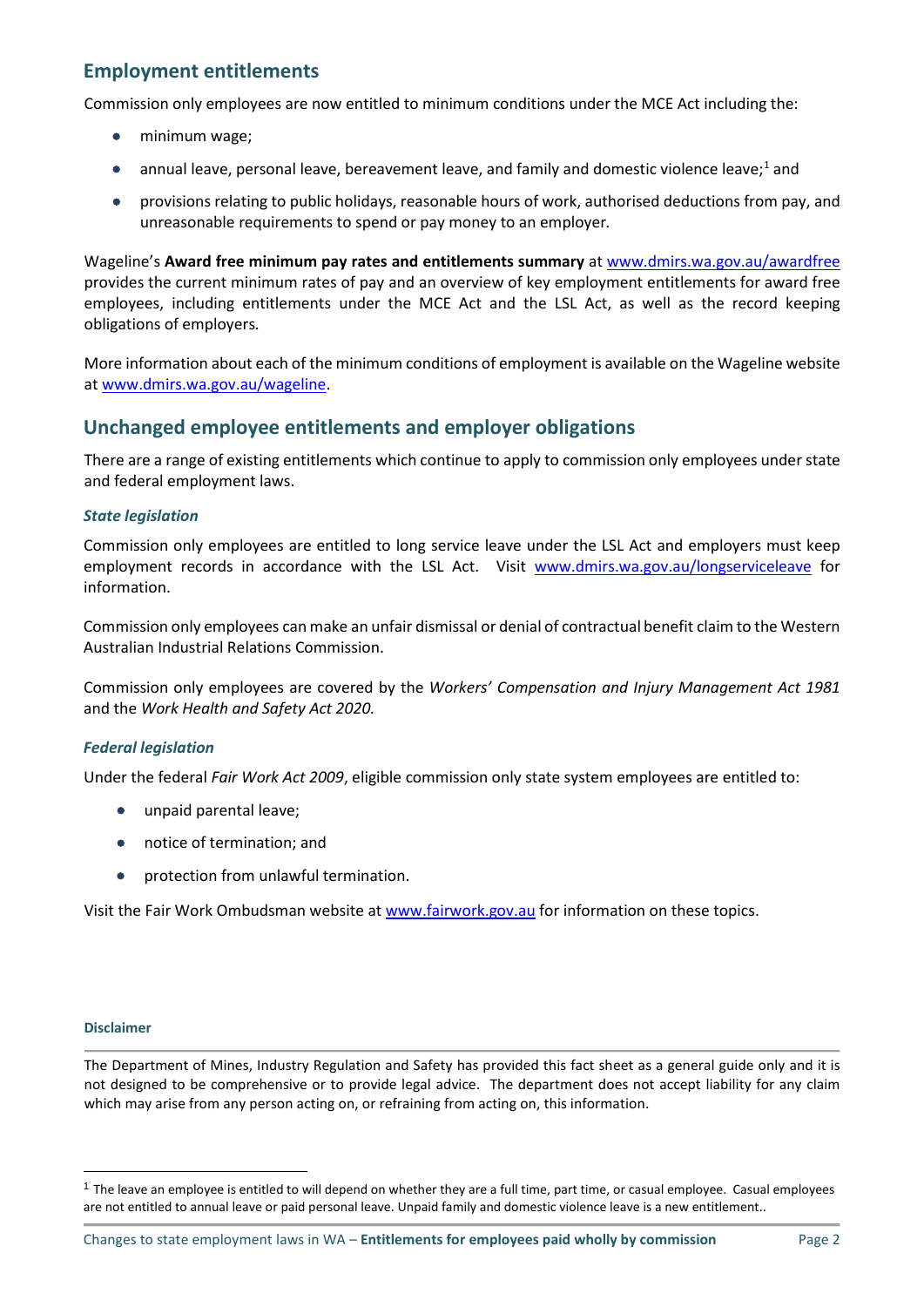## Employment entitlements

Commission only employees are now entitled to minimum conditions under the MCE Act including the:

- minimum wage;
- annual leave, personal leave, bereavement leave, and family and domestic violence leave;[1] and
- provisions relating to public holidays, reasonable hours of work, authorised deductions from pay, and unreasonable requirements to spend or pay money to an employer.

Wageline's **Award free minimum pay rates and entitlements summary** at www.dmirs.wa.gov.au/awardfree provides the current minimum rates of pay and an overview of key employment entitlements for award free employees, including entitlements under the MCE Act and the LSL Act, as well as the record keeping obligations of employers.

More information about each of the minimum conditions of employment is available on the Wageline website at www.dmirs.wa.gov.au/wageline.

## Unchanged employee entitlements and employer obligations

There are a range of existing entitlements which continue to apply to commission only employees under state and federal employment laws.

### *State legislation*

Commission only employees are entitled to long service leave under the LSL Act and employers must keep employment records in accordance with the LSL Act. Visit www.dmirs.wa.gov.au/longserviceleave for information.

Commission only employees can make an unfair dismissal or denial of contractual benefit claim to the Western Australian Industrial Relations Commission.

Commission only employees are covered by the *Workers' Compensation and Injury Management Act 1981* and the *Work Health and Safety Act 2020.*

### *Federal legislation*

Under the federal *Fair Work Act 2009*, eligible commission only state system employees are entitled to:

- unpaid parental leave;
- notice of termination; and
- protection from unlawful termination.

Visit the Fair Work Ombudsman website at www.fairwork.gov.au for information on these topics.

**Disclaimer**

The Department of Mines, Industry Regulation and Safety has provided this fact sheet as a general guide only and it is not designed to be comprehensive or to provide legal advice. The department does not accept liability for any claim which may arise from any person acting on, or refraining from acting on, this information.

[1] The leave an employee is entitled to will depend on whether they are a full time, part time, or casual employee. Casual employees are not entitled to annual leave or paid personal leave. Unpaid family and domestic violence leave is a new entitlement..